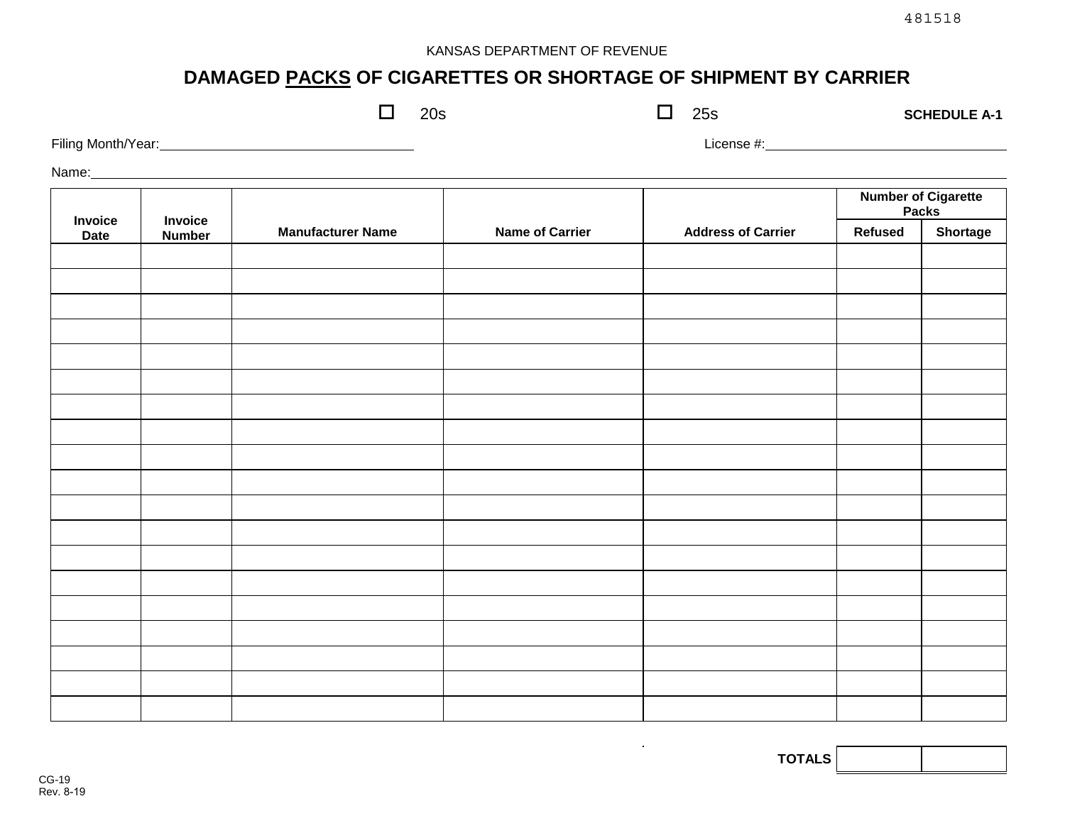481518

KANSAS DEPARTMENT OF REVENUE

# DAMAGED PACKS OF CIGARETTES OR SHORTAGE OF SHIPMENT BY CARRIER

☐ 20s ☐ 25s **SCHEDULE A-1**

Filing Month/Year:\_\_\_\_\_\_\_\_\_\_\_\_\_\_\_\_\_\_\_\_ License #:\_\_\_\_\_\_\_\_\_\_\_\_\_\_\_\_\_\_\_\_

Name:\_\_\_\_\_\_\_\_\_\_\_\_\_\_\_\_\_\_\_\_\_\_\_\_\_\_\_\_\_\_\_\_\_\_\_\_\_\_\_\_

| Invoice Date | Invoice Number | Manufacturer Name | Name of Carrier | Address of Carrier | Number of Cigarette Packs | |
|---|---|---|---|---|---|---|
| | | | | | Refused | Shortage |
| | | | | | | |
| | | | | | | |
| | | | | | | |
| | | | | | | |
| | | | | | | |
| | | | | | | |
| | | | | | | |
| | | | | | | |
| | | | | | | |
| | | | | | | |
| | | | | | | |
| | | | | | | |
| | | | | | | |
| | | | | | | |
| | | | | | | |
| | | | | | | |
| | | | | | | |
| | | | | | | |
| | | | | | | |

| | Refused | Shortage |
|---|---|---|
| **TOTALS** | | |

CG-19
Rev. 8-19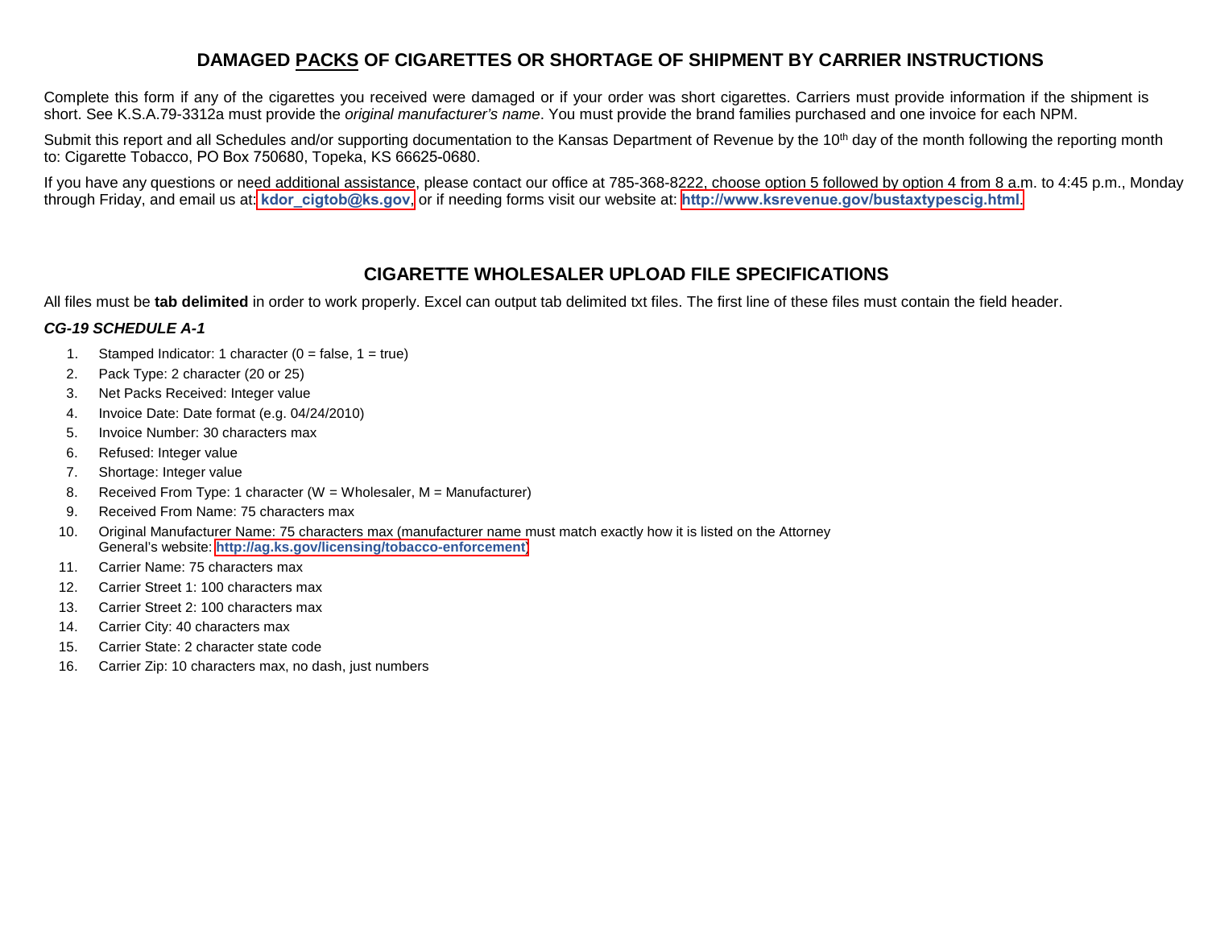## DAMAGED PACKS OF CIGARETTES OR SHORTAGE OF SHIPMENT BY CARRIER INSTRUCTIONS

Complete this form if any of the cigarettes you received were damaged or if your order was short cigarettes. Carriers must provide information if the shipment is short. See K.S.A.79-3312a must provide the *original manufacturer's name*. You must provide the brand families purchased and one invoice for each NPM.

Submit this report and all Schedules and/or supporting documentation to the Kansas Department of Revenue by the 10th day of the month following the reporting month to: Cigarette Tobacco, PO Box 750680, Topeka, KS 66625-0680.

If you have any questions or need additional assistance, please contact our office at 785-368-8222, choose option 5 followed by option 4 from 8 a.m. to 4:45 p.m., Monday through Friday, and email us at: **kdor_cigtob@ks.gov**, or if needing forms visit our website at: **http://www.ksrevenue.gov/bustaxtypescig.html**.

## CIGARETTE WHOLESALER UPLOAD FILE SPECIFICATIONS

All files must be **tab delimited** in order to work properly. Excel can output tab delimited txt files. The first line of these files must contain the field header.

***CG-19 SCHEDULE A-1***

1. Stamped Indicator: 1 character (0 = false, 1 = true)
2. Pack Type: 2 character (20 or 25)
3. Net Packs Received: Integer value
4. Invoice Date: Date format (e.g. 04/24/2010)
5. Invoice Number: 30 characters max
6. Refused: Integer value
7. Shortage: Integer value
8. Received From Type: 1 character (W = Wholesaler, M = Manufacturer)
9. Received From Name: 75 characters max
10. Original Manufacturer Name: 75 characters max (manufacturer name must match exactly how it is listed on the Attorney General's website: **http://ag.ks.gov/licensing/tobacco-enforcement**)
11. Carrier Name: 75 characters max
12. Carrier Street 1: 100 characters max
13. Carrier Street 2: 100 characters max
14. Carrier City: 40 characters max
15. Carrier State: 2 character state code
16. Carrier Zip: 10 characters max, no dash, just numbers